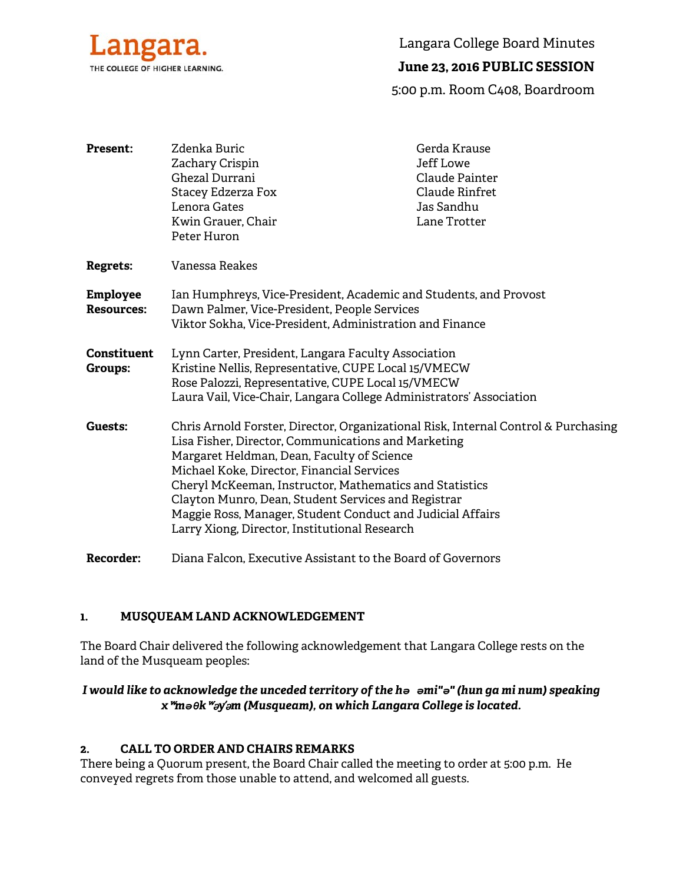Langara.
THE COLLEGE OF HIGHER LEARNING.

Langara College Board Minutes

**June 23, 2016 PUBLIC SESSION**

5:00 p.m. Room C408, Boardroom

| | | |
|---|---|---|
| **Present:** | Zdenka Buric | Gerda Krause |
| | Zachary Crispin | Jeff Lowe |
| | Ghezal Durrani | Claude Painter |
| | Stacey Edzerza Fox | Claude Rinfret |
| | Lenora Gates | Jas Sandhu |
| | Kwin Grauer, Chair | Lane Trotter |
| | Peter Huron | |

**Regrets:** Vanessa Reakes

**Employee Resources:**
Ian Humphreys, Vice-President, Academic and Students, and Provost
Dawn Palmer, Vice-President, People Services
Viktor Sokha, Vice-President, Administration and Finance

**Constituent Groups:**
Lynn Carter, President, Langara Faculty Association
Kristine Nellis, Representative, CUPE Local 15/VMECW
Rose Palozzi, Representative, CUPE Local 15/VMECW
Laura Vail, Vice-Chair, Langara College Administrators' Association

**Guests:**
Chris Arnold Forster, Director, Organizational Risk, Internal Control & Purchasing
Lisa Fisher, Director, Communications and Marketing
Margaret Heldman, Dean, Faculty of Science
Michael Koke, Director, Financial Services
Cheryl McKeeman, Instructor, Mathematics and Statistics
Clayton Munro, Dean, Student Services and Registrar
Maggie Ross, Manager, Student Conduct and Judicial Affairs
Larry Xiong, Director, Institutional Research

**Recorder:** Diana Falcon, Executive Assistant to the Board of Governors

## 1. MUSQUEAM LAND ACKNOWLEDGEMENT

The Board Chair delivered the following acknowledgement that Langara College rests on the land of the Musqueam peoples:

***I would like to acknowledge the unceded territory of the hə əmi"ə" (hun ga mi num) speaking xʷməθkʷəy̓əm (Musqueam), on which Langara College is located.***

## 2. CALL TO ORDER AND CHAIRS REMARKS

There being a Quorum present, the Board Chair called the meeting to order at 5:00 p.m. He conveyed regrets from those unable to attend, and welcomed all guests.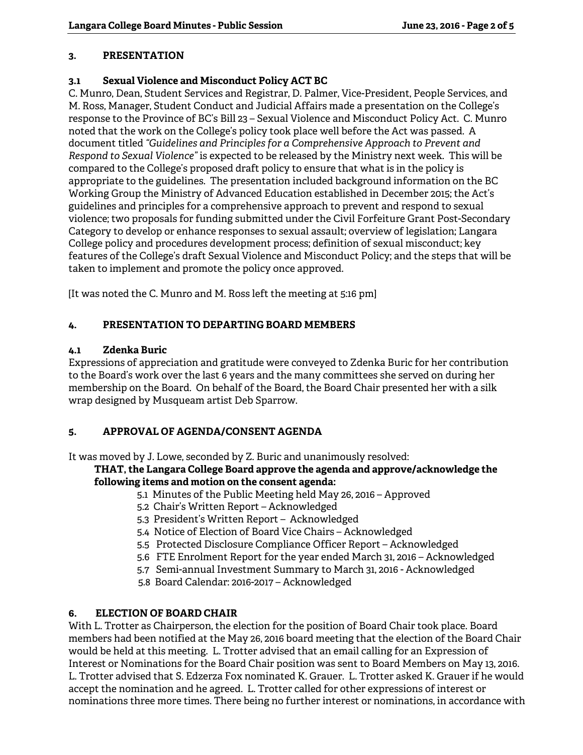## 3. PRESENTATION

### 3.1 Sexual Violence and Misconduct Policy ACT BC

C. Munro, Dean, Student Services and Registrar, D. Palmer, Vice-President, People Services, and M. Ross, Manager, Student Conduct and Judicial Affairs made a presentation on the College's response to the Province of BC's Bill 23 – Sexual Violence and Misconduct Policy Act. C. Munro noted that the work on the College's policy took place well before the Act was passed. A document titled *"Guidelines and Principles for a Comprehensive Approach to Prevent and Respond to Sexual Violence"* is expected to be released by the Ministry next week. This will be compared to the College's proposed draft policy to ensure that what is in the policy is appropriate to the guidelines. The presentation included background information on the BC Working Group the Ministry of Advanced Education established in December 2015; the Act's guidelines and principles for a comprehensive approach to prevent and respond to sexual violence; two proposals for funding submitted under the Civil Forfeiture Grant Post-Secondary Category to develop or enhance responses to sexual assault; overview of legislation; Langara College policy and procedures development process; definition of sexual misconduct; key features of the College's draft Sexual Violence and Misconduct Policy; and the steps that will be taken to implement and promote the policy once approved.

[It was noted the C. Munro and M. Ross left the meeting at 5:16 pm]

## 4. PRESENTATION TO DEPARTING BOARD MEMBERS

### 4.1 Zdenka Buric

Expressions of appreciation and gratitude were conveyed to Zdenka Buric for her contribution to the Board's work over the last 6 years and the many committees she served on during her membership on the Board. On behalf of the Board, the Board Chair presented her with a silk wrap designed by Musqueam artist Deb Sparrow.

## 5. APPROVAL OF AGENDA/CONSENT AGENDA

It was moved by J. Lowe, seconded by Z. Buric and unanimously resolved:

**THAT, the Langara College Board approve the agenda and approve/acknowledge the following items and motion on the consent agenda:**

- 5.1 Minutes of the Public Meeting held May 26, 2016 – Approved
- 5.2 Chair's Written Report – Acknowledged
- 5.3 President's Written Report – Acknowledged
- 5.4 Notice of Election of Board Vice Chairs – Acknowledged
- 5.5 Protected Disclosure Compliance Officer Report – Acknowledged
- 5.6 FTE Enrolment Report for the year ended March 31, 2016 – Acknowledged
- 5.7 Semi-annual Investment Summary to March 31, 2016 - Acknowledged
- 5.8 Board Calendar: 2016-2017 – Acknowledged

## 6. ELECTION OF BOARD CHAIR

With L. Trotter as Chairperson, the election for the position of Board Chair took place. Board members had been notified at the May 26, 2016 board meeting that the election of the Board Chair would be held at this meeting. L. Trotter advised that an email calling for an Expression of Interest or Nominations for the Board Chair position was sent to Board Members on May 13, 2016. L. Trotter advised that S. Edzerza Fox nominated K. Grauer. L. Trotter asked K. Grauer if he would accept the nomination and he agreed. L. Trotter called for other expressions of interest or nominations three more times. There being no further interest or nominations, in accordance with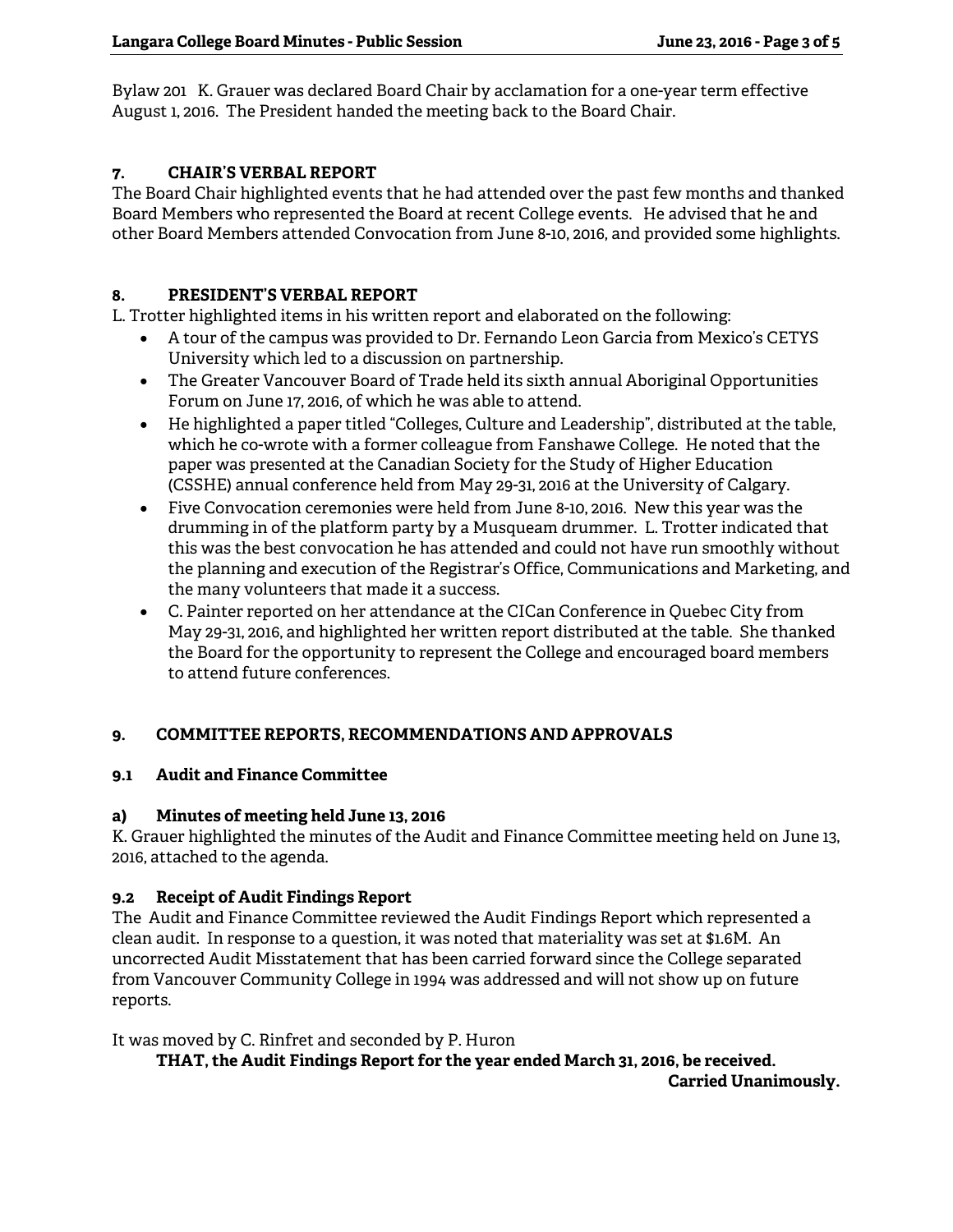Bylaw 201 K. Grauer was declared Board Chair by acclamation for a one-year term effective August 1, 2016. The President handed the meeting back to the Board Chair.

## 7. CHAIR'S VERBAL REPORT

The Board Chair highlighted events that he had attended over the past few months and thanked Board Members who represented the Board at recent College events. He advised that he and other Board Members attended Convocation from June 8-10, 2016, and provided some highlights.

## 8. PRESIDENT'S VERBAL REPORT

L. Trotter highlighted items in his written report and elaborated on the following:

- A tour of the campus was provided to Dr. Fernando Leon Garcia from Mexico's CETYS University which led to a discussion on partnership.
- The Greater Vancouver Board of Trade held its sixth annual Aboriginal Opportunities Forum on June 17, 2016, of which he was able to attend.
- He highlighted a paper titled "Colleges, Culture and Leadership", distributed at the table, which he co-wrote with a former colleague from Fanshawe College. He noted that the paper was presented at the Canadian Society for the Study of Higher Education (CSSHE) annual conference held from May 29-31, 2016 at the University of Calgary.
- Five Convocation ceremonies were held from June 8-10, 2016. New this year was the drumming in of the platform party by a Musqueam drummer. L. Trotter indicated that this was the best convocation he has attended and could not have run smoothly without the planning and execution of the Registrar's Office, Communications and Marketing, and the many volunteers that made it a success.
- C. Painter reported on her attendance at the CICan Conference in Quebec City from May 29-31, 2016, and highlighted her written report distributed at the table. She thanked the Board for the opportunity to represent the College and encouraged board members to attend future conferences.

## 9. COMMITTEE REPORTS, RECOMMENDATIONS AND APPROVALS

### 9.1 Audit and Finance Committee

#### a) Minutes of meeting held June 13, 2016

K. Grauer highlighted the minutes of the Audit and Finance Committee meeting held on June 13, 2016, attached to the agenda.

### 9.2 Receipt of Audit Findings Report

The Audit and Finance Committee reviewed the Audit Findings Report which represented a clean audit. In response to a question, it was noted that materiality was set at $1.6M. An uncorrected Audit Misstatement that has been carried forward since the College separated from Vancouver Community College in 1994 was addressed and will not show up on future reports.

It was moved by C. Rinfret and seconded by P. Huron

**THAT, the Audit Findings Report for the year ended March 31, 2016, be received.**

**Carried Unanimously.**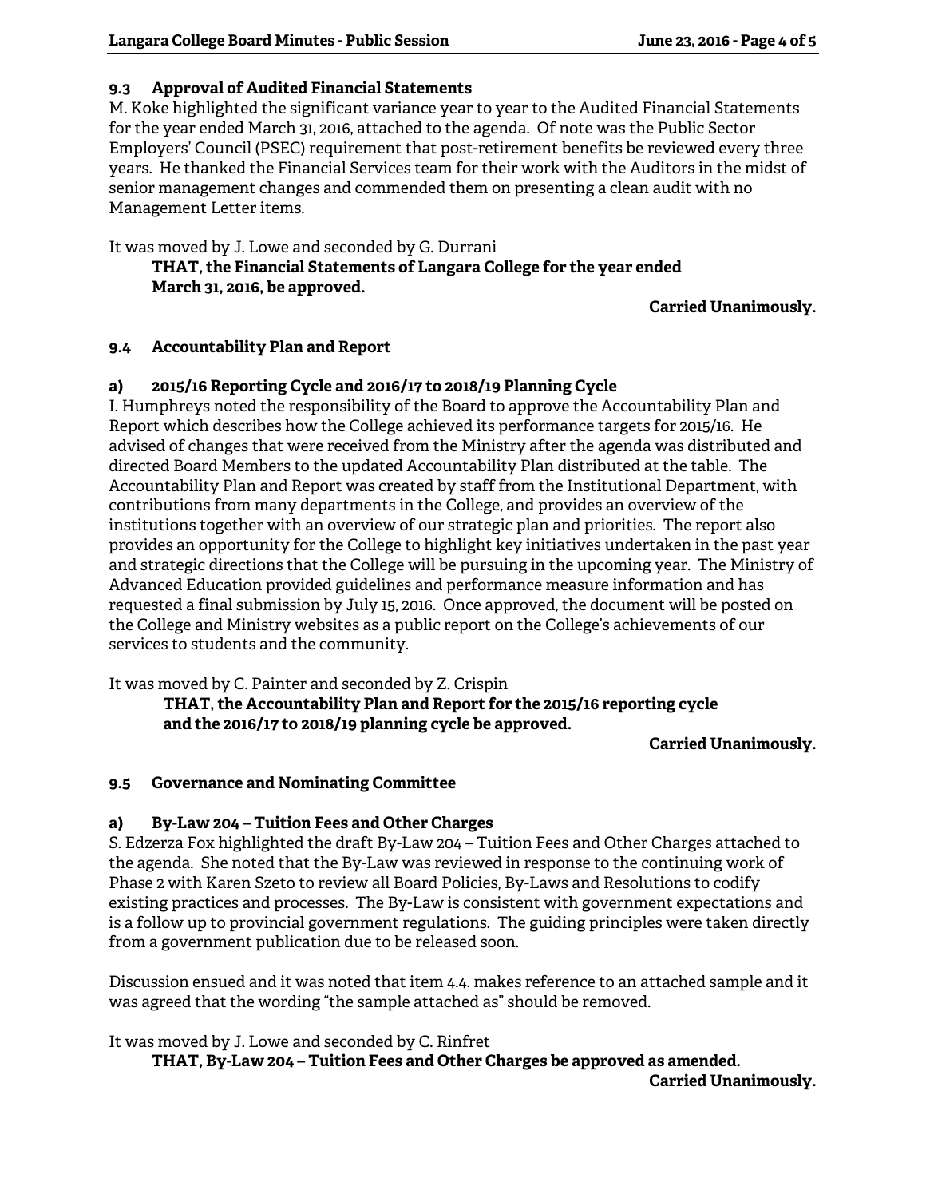### 9.3 Approval of Audited Financial Statements

M. Koke highlighted the significant variance year to year to the Audited Financial Statements for the year ended March 31, 2016, attached to the agenda. Of note was the Public Sector Employers' Council (PSEC) requirement that post-retirement benefits be reviewed every three years. He thanked the Financial Services team for their work with the Auditors in the midst of senior management changes and commended them on presenting a clean audit with no Management Letter items.

It was moved by J. Lowe and seconded by G. Durrani

> **THAT, the Financial Statements of Langara College for the year ended March 31, 2016, be approved.**

**Carried Unanimously.**

### 9.4 Accountability Plan and Report

#### a) 2015/16 Reporting Cycle and 2016/17 to 2018/19 Planning Cycle

I. Humphreys noted the responsibility of the Board to approve the Accountability Plan and Report which describes how the College achieved its performance targets for 2015/16. He advised of changes that were received from the Ministry after the agenda was distributed and directed Board Members to the updated Accountability Plan distributed at the table. The Accountability Plan and Report was created by staff from the Institutional Department, with contributions from many departments in the College, and provides an overview of the institutions together with an overview of our strategic plan and priorities. The report also provides an opportunity for the College to highlight key initiatives undertaken in the past year and strategic directions that the College will be pursuing in the upcoming year. The Ministry of Advanced Education provided guidelines and performance measure information and has requested a final submission by July 15, 2016. Once approved, the document will be posted on the College and Ministry websites as a public report on the College's achievements of our services to students and the community.

It was moved by C. Painter and seconded by Z. Crispin

> **THAT, the Accountability Plan and Report for the 2015/16 reporting cycle and the 2016/17 to 2018/19 planning cycle be approved.**

**Carried Unanimously.**

### 9.5 Governance and Nominating Committee

#### a) By-Law 204 – Tuition Fees and Other Charges

S. Edzerza Fox highlighted the draft By-Law 204 – Tuition Fees and Other Charges attached to the agenda. She noted that the By-Law was reviewed in response to the continuing work of Phase 2 with Karen Szeto to review all Board Policies, By-Laws and Resolutions to codify existing practices and processes. The By-Law is consistent with government expectations and is a follow up to provincial government regulations. The guiding principles were taken directly from a government publication due to be released soon.

Discussion ensued and it was noted that item 4.4. makes reference to an attached sample and it was agreed that the wording "the sample attached as" should be removed.

It was moved by J. Lowe and seconded by C. Rinfret

> **THAT, By-Law 204 – Tuition Fees and Other Charges be approved as amended.**

**Carried Unanimously.**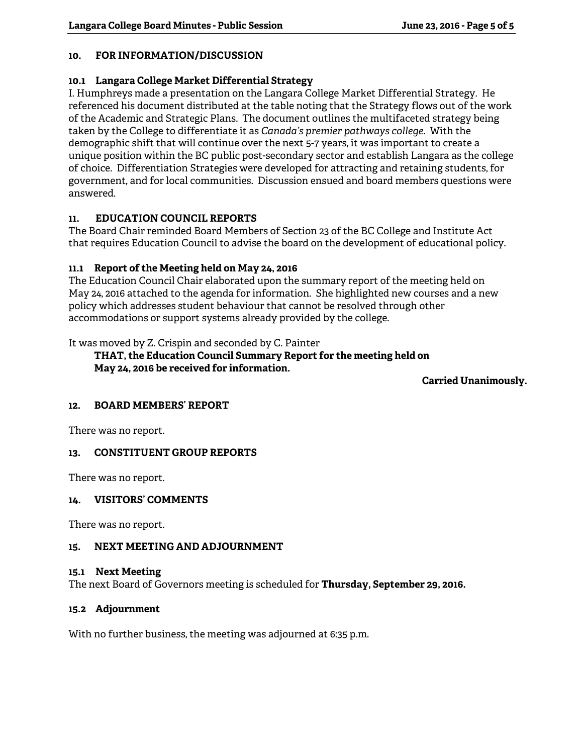## 10. FOR INFORMATION/DISCUSSION

### 10.1 Langara College Market Differential Strategy

I. Humphreys made a presentation on the Langara College Market Differential Strategy. He referenced his document distributed at the table noting that the Strategy flows out of the work of the Academic and Strategic Plans. The document outlines the multifaceted strategy being taken by the College to differentiate it as *Canada's premier pathways college.* With the demographic shift that will continue over the next 5-7 years, it was important to create a unique position within the BC public post-secondary sector and establish Langara as the college of choice. Differentiation Strategies were developed for attracting and retaining students, for government, and for local communities. Discussion ensued and board members questions were answered.

## 11. EDUCATION COUNCIL REPORTS

The Board Chair reminded Board Members of Section 23 of the BC College and Institute Act that requires Education Council to advise the board on the development of educational policy.

### 11.1 Report of the Meeting held on May 24, 2016

The Education Council Chair elaborated upon the summary report of the meeting held on May 24, 2016 attached to the agenda for information. She highlighted new courses and a new policy which addresses student behaviour that cannot be resolved through other accommodations or support systems already provided by the college.

It was moved by Z. Crispin and seconded by C. Painter

> **THAT, the Education Council Summary Report for the meeting held on May 24, 2016 be received for information.**

**Carried Unanimously.**

## 12. BOARD MEMBERS' REPORT

There was no report.

## 13. CONSTITUENT GROUP REPORTS

There was no report.

## 14. VISITORS' COMMENTS

There was no report.

## 15. NEXT MEETING AND ADJOURNMENT

### 15.1 Next Meeting

The next Board of Governors meeting is scheduled for **Thursday, September 29, 2016.**

### 15.2 Adjournment

With no further business, the meeting was adjourned at 6:35 p.m.